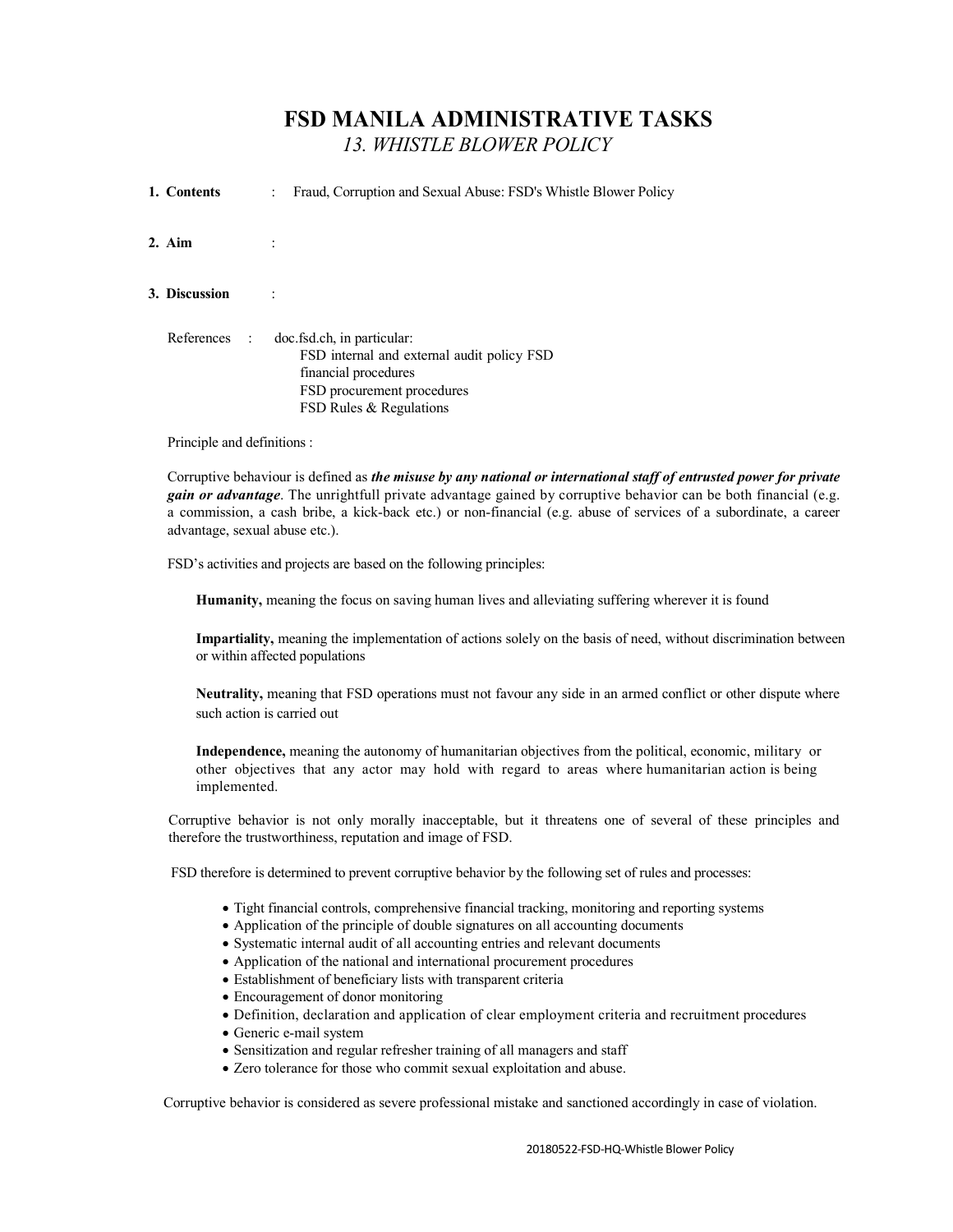# FSD MANILA ADMINISTRATIVE TASKS

## *13. WHISTLE BLOWER POLICY*

**1. Contents** : Fraud, Corruption and Sexual Abuse: FSD's Whistle Blower Policy

**2. Aim** :

**3. Discussion** :

References : doc.fsd.ch, in particular:
FSD internal and external audit policy FSD
financial procedures
FSD procurement procedures
FSD Rules & Regulations

Principle and definitions :

Corruptive behaviour is defined as ***the misuse by any national or international staff of entrusted power for private gain or advantage***. The unrightfull private advantage gained by corruptive behavior can be both financial (e.g. a commission, a cash bribe, a kick-back etc.) or non-financial (e.g. abuse of services of a subordinate, a career advantage, sexual abuse etc.).

FSD's activities and projects are based on the following principles:

**Humanity,** meaning the focus on saving human lives and alleviating suffering wherever it is found

**Impartiality,** meaning the implementation of actions solely on the basis of need, without discrimination between or within affected populations

**Neutrality,** meaning that FSD operations must not favour any side in an armed conflict or other dispute where such action is carried out

**Independence,** meaning the autonomy of humanitarian objectives from the political, economic, military or other objectives that any actor may hold with regard to areas where humanitarian action is being implemented.

Corruptive behavior is not only morally inacceptable, but it threatens one of several of these principles and therefore the trustworthiness, reputation and image of FSD.

FSD therefore is determined to prevent corruptive behavior by the following set of rules and processes:

- Tight financial controls, comprehensive financial tracking, monitoring and reporting systems
- Application of the principle of double signatures on all accounting documents
- Systematic internal audit of all accounting entries and relevant documents
- Application of the national and international procurement procedures
- Establishment of beneficiary lists with transparent criteria
- Encouragement of donor monitoring
- Definition, declaration and application of clear employment criteria and recruitment procedures
- Generic e-mail system
- Sensitization and regular refresher training of all managers and staff
- Zero tolerance for those who commit sexual exploitation and abuse.

Corruptive behavior is considered as severe professional mistake and sanctioned accordingly in case of violation.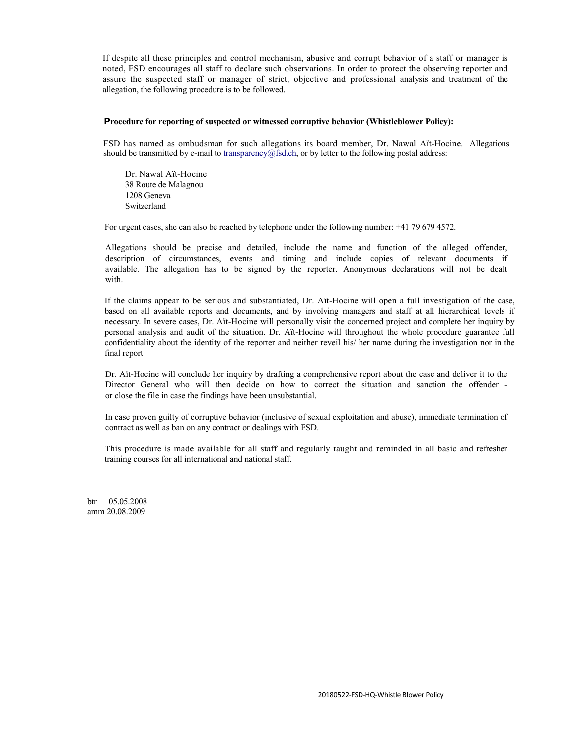If despite all these principles and control mechanism, abusive and corrupt behavior of a staff or manager is noted, FSD encourages all staff to declare such observations. In order to protect the observing reporter and assure the suspected staff or manager of strict, objective and professional analysis and treatment of the allegation, the following procedure is to be followed.

**Procedure for reporting of suspected or witnessed corruptive behavior (Whistleblower Policy):**

FSD has named as ombudsman for such allegations its board member, Dr. Nawal Aït-Hocine. Allegations should be transmitted by e-mail to transparency@fsd.ch, or by letter to the following postal address:

Dr. Nawal Aït-Hocine
38 Route de Malagnou
1208 Geneva
Switzerland

For urgent cases, she can also be reached by telephone under the following number: +41 79 679 4572.

Allegations should be precise and detailed, include the name and function of the alleged offender, description of circumstances, events and timing and include copies of relevant documents if available. The allegation has to be signed by the reporter. Anonymous declarations will not be dealt with.

If the claims appear to be serious and substantiated, Dr. Aït-Hocine will open a full investigation of the case, based on all available reports and documents, and by involving managers and staff at all hierarchical levels if necessary. In severe cases, Dr. Aït-Hocine will personally visit the concerned project and complete her inquiry by personal analysis and audit of the situation. Dr. Aït-Hocine will throughout the whole procedure guarantee full confidentiality about the identity of the reporter and neither reveil his/ her name during the investigation nor in the final report.

Dr. Aït-Hocine will conclude her inquiry by drafting a comprehensive report about the case and deliver it to the Director General who will then decide on how to correct the situation and sanction the offender - or close the file in case the findings have been unsubstantial.

In case proven guilty of corruptive behavior (inclusive of sexual exploitation and abuse), immediate termination of contract as well as ban on any contract or dealings with FSD.

This procedure is made available for all staff and regularly taught and reminded in all basic and refresher training courses for all international and national staff.

btr 05.05.2008
amm 20.08.2009

20180522-FSD-HQ-Whistle Blower Policy